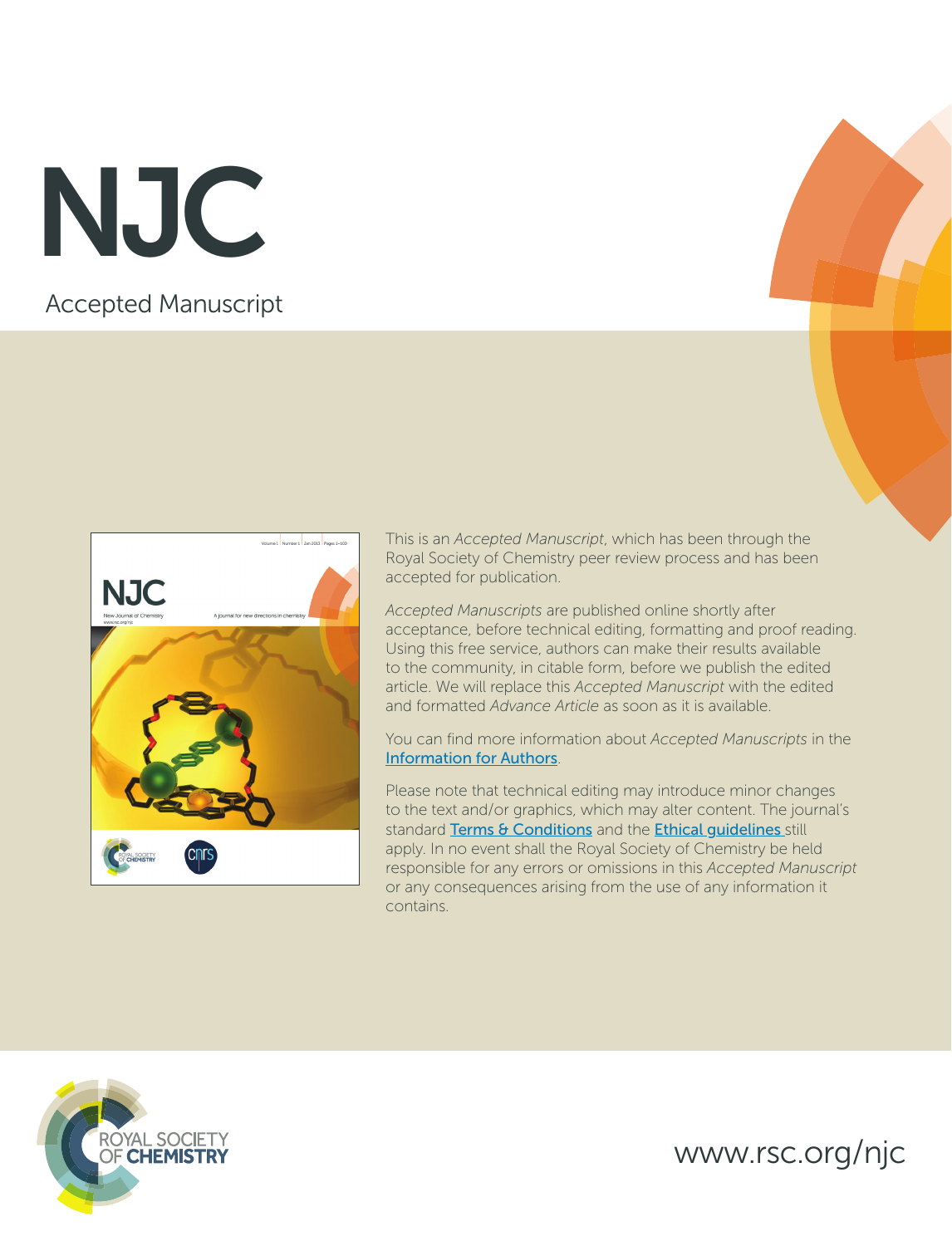# NJC

Accepted Manuscript

This is an *Accepted Manuscript*, which has been through the Royal Society of Chemistry peer review process and has been accepted for publication.

*Accepted Manuscripts* are published online shortly after acceptance, before technical editing, formatting and proof reading. Using this free service, authors can make their results available to the community, in citable form, before we publish the edited article. We will replace this *Accepted Manuscript* with the edited and formatted *Advance Article* as soon as it is available.

You can find more information about *Accepted Manuscripts* in the Information for Authors.

Please note that technical editing may introduce minor changes to the text and/or graphics, which may alter content. The journal's standard Terms & Conditions and the Ethical guidelines still apply. In no event shall the Royal Society of Chemistry be held responsible for any errors or omissions in this *Accepted Manuscript* or any consequences arising from the use of any information it contains.

ROYAL SOCIETY OF CHEMISTRY

www.rsc.org/njc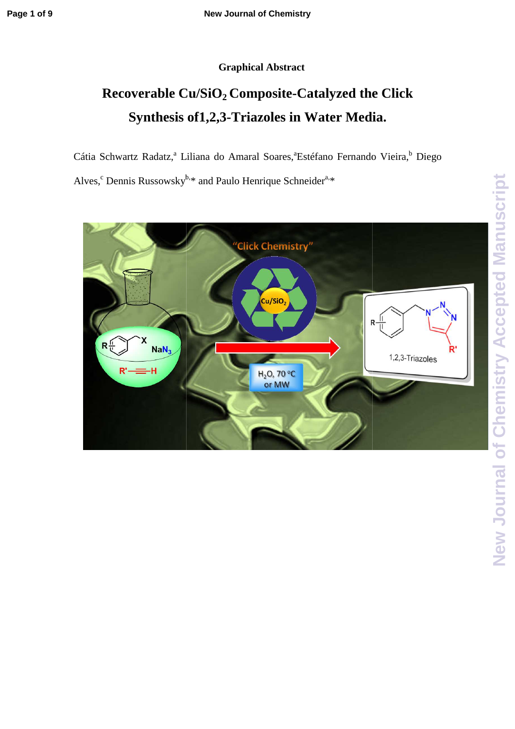Graphical Abstract

# Recoverable $Cu/SiO_2$ Composite-Catalyzed the Click Synthesis of1,2,3-Triazoles in Water Media.

Cátia Schwartz Radatz,[a] Liliana do Amaral Soares,[a]Estéfano Fernando Vieira,[b] Diego Alves,[c] Dennis Russowsky[b,]* and Paulo Henrique Schneider[a,]*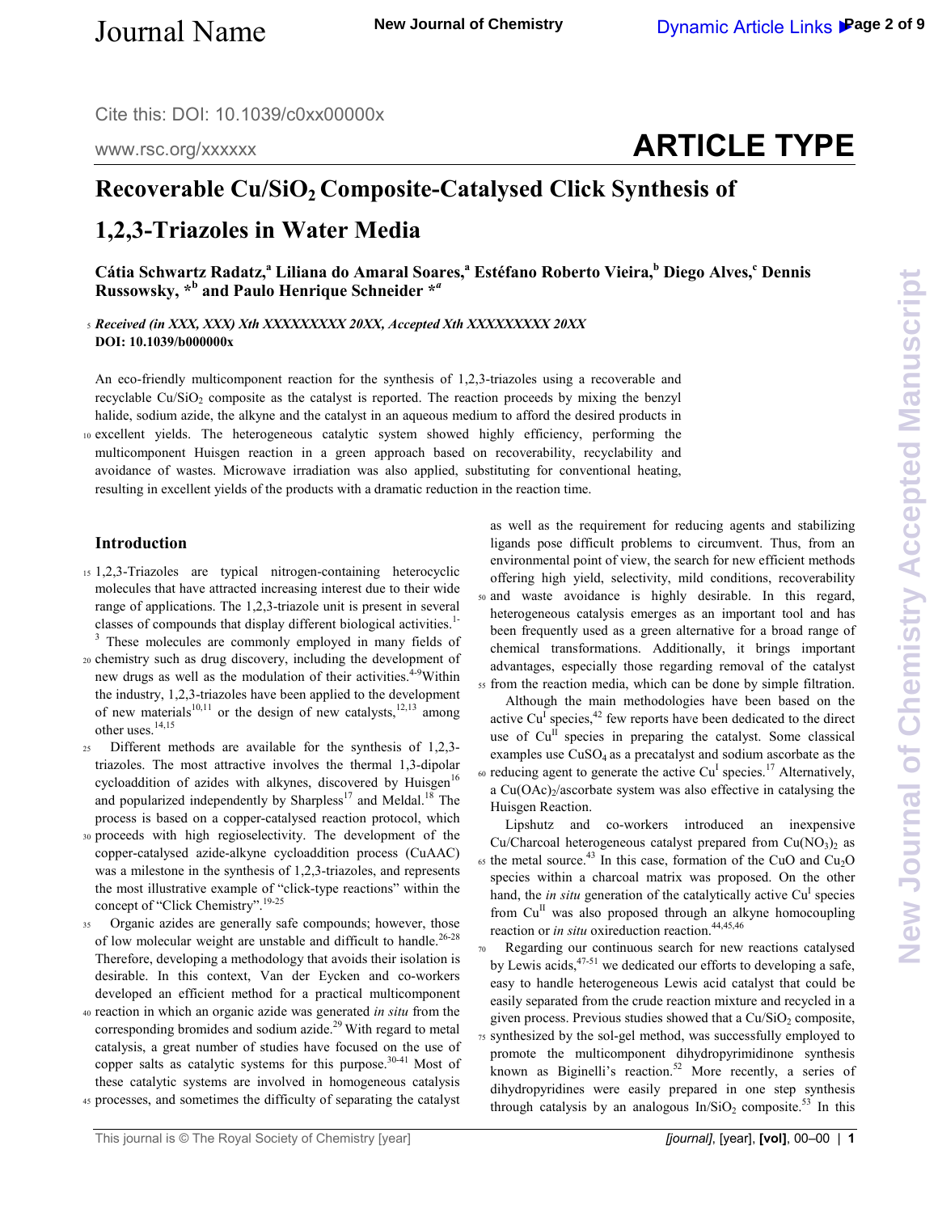# Recoverable Cu/$SiO_2$ Composite-Catalysed Click Synthesis of 1,2,3-Triazoles in Water Media

**Cátia Schwartz Radatz,[a] Liliana do Amaral Soares,[a] Estéfano Roberto Vieira,[b] Diego Alves,[c] Dennis Russowsky, *[b] and Paulo Henrique Schneider *[a]**

***Received (in XXX, XXX) Xth XXXXXXXXX 20XX, Accepted Xth XXXXXXXXX 20XX***
**DOI: 10.1039/b000000x**

An eco-friendly multicomponent reaction for the synthesis of 1,2,3-triazoles using a recoverable and recyclable Cu/$SiO_2$ composite as the catalyst is reported. The reaction proceeds by mixing the benzyl halide, sodium azide, the alkyne and the catalyst in an aqueous medium to afford the desired products in excellent yields. The heterogeneous catalytic system showed highly efficiency, performing the multicomponent Huisgen reaction in a green approach based on recoverability, recyclability and avoidance of wastes. Microwave irradiation was also applied, substituting for conventional heating, resulting in excellent yields of the products with a dramatic reduction in the reaction time.

## Introduction

1,2,3-Triazoles are typical nitrogen-containing heterocyclic molecules that have attracted increasing interest due to their wide range of applications. The 1,2,3-triazole unit is present in several classes of compounds that display different biological activities.[1-3] These molecules are commonly employed in many fields of chemistry such as drug discovery, including the development of new drugs as well as the modulation of their activities.[4-9] Within the industry, 1,2,3-triazoles have been applied to the development of new materials[10,11] or the design of new catalysts,[12,13] among other uses.[14,15]

Different methods are available for the synthesis of 1,2,3-triazoles. The most attractive involves the thermal 1,3-dipolar cycloaddition of azides with alkynes, discovered by Huisgen[16] and popularized independently by Sharpless[17] and Meldal.[18] The process is based on a copper-catalysed reaction protocol, which proceeds with high regioselectivity. The development of the copper-catalysed azide-alkyne cycloaddition process (CuAAC) was a milestone in the synthesis of 1,2,3-triazoles, and represents the most illustrative example of "click-type reactions" within the concept of "Click Chemistry".[19-25]

Organic azides are generally safe compounds; however, those of low molecular weight are unstable and difficult to handle.[26-28] Therefore, developing a methodology that avoids their isolation is desirable. In this context, Van der Eycken and co-workers developed an efficient method for a practical multicomponent reaction in which an organic azide was generated *in situ* from the corresponding bromides and sodium azide.[29] With regard to metal catalysis, a great number of studies have focused on the use of copper salts as catalytic systems for this purpose.[30-41] Most of these catalytic systems are involved in homogeneous catalysis processes, and sometimes the difficulty of separating the catalyst as well as the requirement for reducing agents and stabilizing ligands pose difficult problems to circumvent. Thus, from an environmental point of view, the search for new efficient methods offering high yield, selectivity, mild conditions, recoverability and waste avoidance is highly desirable. In this regard, heterogeneous catalysis emerges as an important tool and has been frequently used as a green alternative for a broad range of chemical transformations. Additionally, it brings important advantages, especially those regarding removal of the catalyst from the reaction media, which can be done by simple filtration.

Although the main methodologies have been based on the active $Cu^{I}$ species,[42] few reports have been dedicated to the direct use of $Cu^{II}$ species in preparing the catalyst. Some classical examples use $CuSO_4$ as a precatalyst and sodium ascorbate as the reducing agent to generate the active $Cu^{I}$ species.[17] Alternatively, a $Cu(OAc)_2$/ascorbate system was also effective in catalysing the Huisgen Reaction.

Lipshutz and co-workers introduced an inexpensive Cu/Charcoal heterogeneous catalyst prepared from $Cu(NO_3)_2$ as the metal source.[43] In this case, formation of the CuO and $Cu_2O$ species within a charcoal matrix was proposed. On the other hand, the *in situ* generation of the catalytically active $Cu^{I}$ species from $Cu^{II}$ was also proposed through an alkyne homocoupling reaction or *in situ* oxireduction reaction.[44,45,46]

Regarding our continuous search for new reactions catalysed by Lewis acids,[47-51] we dedicated our efforts to developing a safe, easy to handle heterogeneous Lewis acid catalyst that could be easily separated from the crude reaction mixture and recycled in a given process. Previous studies showed that a Cu/$SiO_2$ composite, synthesized by the sol-gel method, was successfully employed to promote the multicomponent dihydropyrimidinone synthesis known as Biginelli's reaction.[52] More recently, a series of dihydropyridines were easily prepared in one step synthesis through catalysis by an analogous In/$SiO_2$ composite.[53] In this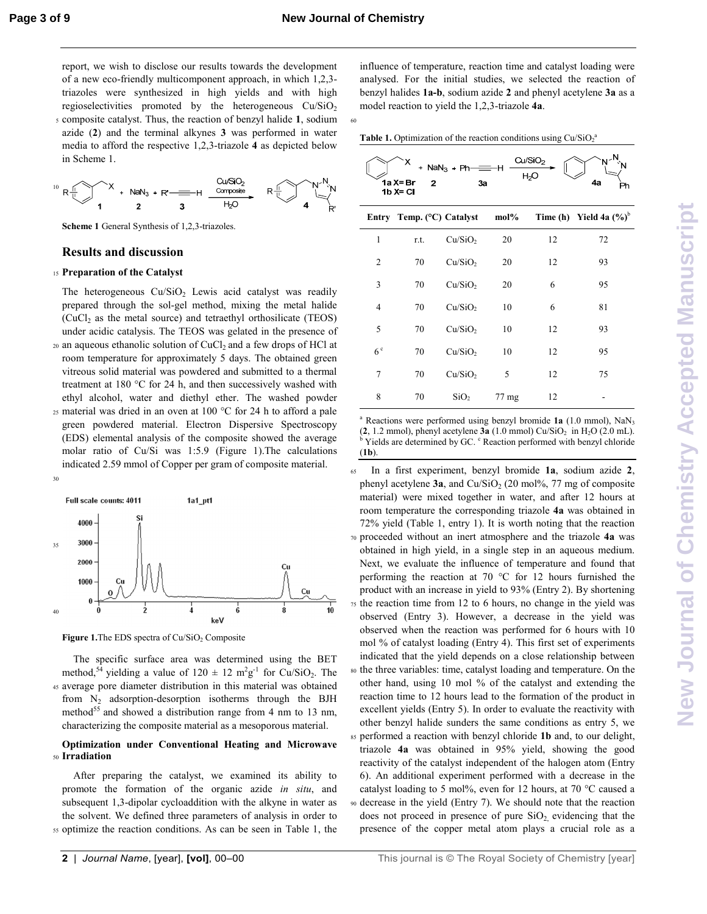report, we wish to disclose our results towards the development of a new eco-friendly multicomponent approach, in which 1,2,3-triazoles were synthesized in high yields and with high regioselectivities promoted by the heterogeneous $Cu/SiO_2$ composite catalyst. Thus, the reaction of benzyl halide **1**, sodium azide (**2**) and the terminal alkynes **3** was performed in water media to afford the respective 1,2,3-triazole **4** as depicted below in Scheme 1.

**Scheme 1** General Synthesis of 1,2,3-triazoles.

## Results and discussion

### Preparation of the Catalyst

The heterogeneous $Cu/SiO_2$ Lewis acid catalyst was readily prepared through the sol-gel method, mixing the metal halide ($CuCl_2$ as the metal source) and tetraethyl orthosilicate (TEOS) under acidic catalysis. The TEOS was gelated in the presence of an aqueous ethanolic solution of $CuCl_2$ and a few drops of HCl at room temperature for approximately 5 days. The obtained green vitreous solid material was powdered and submitted to a thermal treatment at 180 °C for 24 h, and then successively washed with ethyl alcohol, water and diethyl ether. The washed powder material was dried in an oven at 100 °C for 24 h to afford a pale green powdered material. Electron Dispersive Spectroscopy (EDS) elemental analysis of the composite showed the average molar ratio of Cu/Si was 1:5.9 (Figure 1).The calculations indicated 2.59 mmol of Copper per gram of composite material.

**Figure 1.**The EDS spectra of $Cu/SiO_2$ Composite

The specific surface area was determined using the BET method,[54] yielding a value of $120 \pm 12\ m^2g^{-1}$ for $Cu/SiO_2$. The average pore diameter distribution in this material was obtained from $N_2$ adsorption-desorption isotherms through the BJH method[55] and showed a distribution range from 4 nm to 13 nm, characterizing the composite material as a mesoporous material.

### Optimization under Conventional Heating and Microwave Irradiation

After preparing the catalyst, we examined its ability to promote the formation of the organic azide *in situ*, and subsequent 1,3-dipolar cycloaddition with the alkyne in water as the solvent. We defined three parameters of analysis in order to optimize the reaction conditions. As can be seen in Table 1, the influence of temperature, reaction time and catalyst loading were analysed. For the initial studies, we selected the reaction of benzyl halides **1a-b**, sodium azide **2** and phenyl acetylene **3a** as a model reaction to yield the 1,2,3-triazole **4a**.

**Table 1.** Optimization of the reaction conditions using $Cu/SiO_2$[a]

| Entry | Temp. (°C) | Catalyst | mol% | Time (h) | Yield 4a (%)[b] |
|---|---|---|---|---|---|
| 1 | r.t. | $Cu/SiO_2$ | 20 | 12 | 72 |
| 2 | 70 | $Cu/SiO_2$ | 20 | 12 | 93 |
| 3 | 70 | $Cu/SiO_2$ | 20 | 6 | 95 |
| 4 | 70 | $Cu/SiO_2$ | 10 | 6 | 81 |
| 5 | 70 | $Cu/SiO_2$ | 10 | 12 | 93 |
| 6[c] | 70 | $Cu/SiO_2$ | 10 | 12 | 95 |
| 7 | 70 | $Cu/SiO_2$ | 5 | 12 | 75 |
| 8 | 70 | $SiO_2$ | 77 mg | 12 | - |

[a] Reactions were performed using benzyl bromide **1a** (1.0 mmol), $NaN_3$ (**2**, 1.2 mmol), phenyl acetylene **3a** (1.0 mmol) $Cu/SiO_2$ in $H_2O$ (2.0 mL). [b] Yields are determined by GC. [c] Reaction performed with benzyl chloride (**1b**).

In a first experiment, benzyl bromide **1a**, sodium azide **2**, phenyl acetylene **3a**, and $Cu/SiO_2$ (20 mol%, 77 mg of composite material) were mixed together in water, and after 12 hours at room temperature the corresponding triazole **4a** was obtained in 72% yield (Table 1, entry 1). It is worth noting that the reaction proceeded without an inert atmosphere and the triazole **4a** was obtained in high yield, in a single step in an aqueous medium. Next, we evaluate the influence of temperature and found that performing the reaction at 70 °C for 12 hours furnished the product with an increase in yield to 93% (Entry 2). By shortening the reaction time from 12 to 6 hours, no change in the yield was observed (Entry 3). However, a decrease in the yield was observed when the reaction was performed for 6 hours with 10 mol % of catalyst loading (Entry 4). This first set of experiments indicated that the yield depends on a close relationship between the three variables: time, catalyst loading and temperature. On the other hand, using 10 mol % of the catalyst and extending the reaction time to 12 hours lead to the formation of the product in excellent yields (Entry 5). In order to evaluate the reactivity with other benzyl halide sunders the same conditions as entry 5, we performed a reaction with benzyl chloride **1b** and, to our delight, triazole **4a** was obtained in 95% yield, showing the good reactivity of the catalyst independent of the halogen atom (Entry 6). An additional experiment performed with a decrease in the catalyst loading to 5 mol%, even for 12 hours, at 70 °C caused a decrease in the yield (Entry 7). We should note that the reaction does not proceed in presence of pure $SiO_2$, evidencing that the presence of the copper metal atom plays a crucial role as a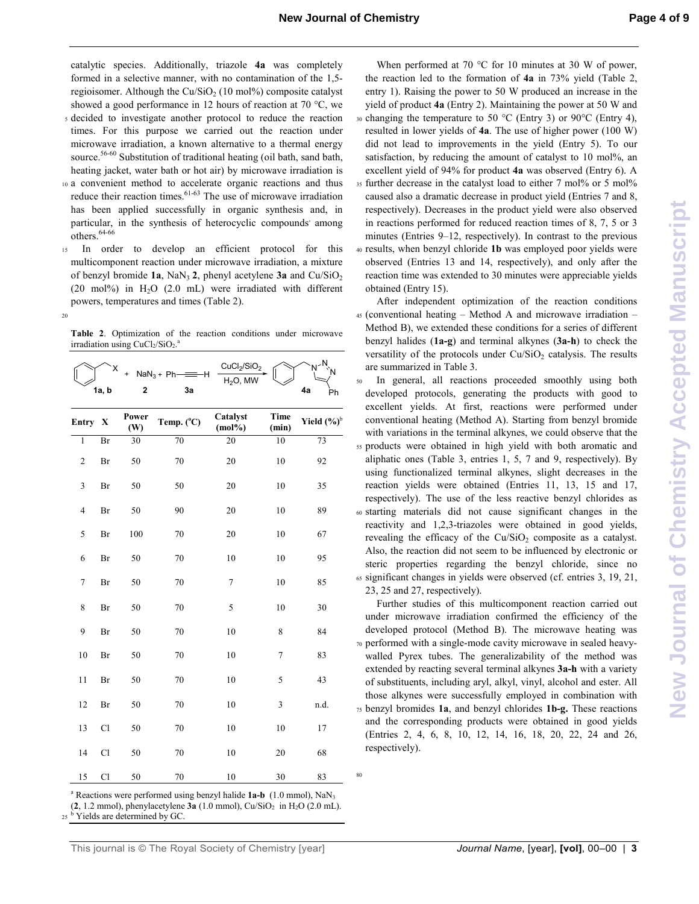catalytic species. Additionally, triazole **4a** was completely formed in a selective manner, with no contamination of the 1,5-regioisomer. Although the $Cu/SiO_2$ (10 mol%) composite catalyst showed a good performance in 12 hours of reaction at 70 °C, we decided to investigate another protocol to reduce the reaction times. For this purpose we carried out the reaction under microwave irradiation, a known alternative to a thermal energy source.[56-60] Substitution of traditional heating (oil bath, sand bath, heating jacket, water bath or hot air) by microwave irradiation is a convenient method to accelerate organic reactions and thus reduce their reaction times.[61-63] The use of microwave irradiation has been applied successfully in organic synthesis and, in particular, in the synthesis of heterocyclic compounds among others.[64-66]

In order to develop an efficient protocol for this multicomponent reaction under microwave irradiation, a mixture of benzyl bromide **1a**, $NaN_3$ **2**, phenyl acetylene **3a** and $Cu/SiO_2$ (20 mol%) in $H_2O$ (2.0 mL) were irradiated with different powers, temperatures and times (Table 2).

**Table 2**. Optimization of the reaction conditions under microwave irradiation using $CuCl_2/SiO_2$.[a]

| Entry | X | Power (W) | Temp. (°C) | Catalyst (mol%) | Time (min) | Yield (%)[b] |
|---|---|---|---|---|---|---|
| 1 | Br | 30 | 70 | 20 | 10 | 73 |
| 2 | Br | 50 | 70 | 20 | 10 | 92 |
| 3 | Br | 50 | 50 | 20 | 10 | 35 |
| 4 | Br | 50 | 90 | 20 | 10 | 89 |
| 5 | Br | 100 | 70 | 20 | 10 | 67 |
| 6 | Br | 50 | 70 | 10 | 10 | 95 |
| 7 | Br | 50 | 70 | 7 | 10 | 85 |
| 8 | Br | 50 | 70 | 5 | 10 | 30 |
| 9 | Br | 50 | 70 | 10 | 8 | 84 |
| 10 | Br | 50 | 70 | 10 | 7 | 83 |
| 11 | Br | 50 | 70 | 10 | 5 | 43 |
| 12 | Br | 50 | 70 | 10 | 3 | n.d. |
| 13 | Cl | 50 | 70 | 10 | 10 | 17 |
| 14 | Cl | 50 | 70 | 10 | 20 | 68 |
| 15 | Cl | 50 | 70 | 10 | 30 | 83 |

[a] Reactions were performed using benzyl halide **1a-b** (1.0 mmol), $NaN_3$ (**2**, 1.2 mmol), phenylacetylene **3a** (1.0 mmol), $Cu/SiO_2$ in $H_2O$ (2.0 mL).
[b] Yields are determined by GC.

When performed at 70 °C for 10 minutes at 30 W of power, the reaction led to the formation of **4a** in 73% yield (Table 2, entry 1). Raising the power to 50 W produced an increase in the yield of product **4a** (Entry 2). Maintaining the power at 50 W and changing the temperature to 50 °C (Entry 3) or 90°C (Entry 4), resulted in lower yields of **4a**. The use of higher power (100 W) did not lead to improvements in the yield (Entry 5). To our satisfaction, by reducing the amount of catalyst to 10 mol%, an excellent yield of 94% for product **4a** was observed (Entry 6). A further decrease in the catalyst load to either 7 mol% or 5 mol% caused also a dramatic decrease in product yield (Entries 7 and 8, respectively). Decreases in the product yield were also observed in reactions performed for reduced reaction times of 8, 7, 5 or 3 minutes (Entries 9–12, respectively). In contrast to the previous results, when benzyl chloride **1b** was employed poor yields were observed (Entries 13 and 14, respectively), and only after the reaction time was extended to 30 minutes were appreciable yields obtained (Entry 15).

After independent optimization of the reaction conditions (conventional heating – Method A and microwave irradiation – Method B), we extended these conditions for a series of different benzyl halides (**1a-g**) and terminal alkynes (**3a-h**) to check the versatility of the protocols under $Cu/SiO_2$ catalysis. The results are summarized in Table 3.

In general, all reactions proceeded smoothly using both developed protocols, generating the products with good to excellent yields. At first, reactions were performed under conventional heating (Method A). Starting from benzyl bromide with variations in the terminal alkynes, we could observe that the products were obtained in high yield with both aromatic and aliphatic ones (Table 3, entries 1, 5, 7 and 9, respectively). By using functionalized terminal alkynes, slight decreases in the reaction yields were obtained (Entries 11, 13, 15 and 17, respectively). The use of the less reactive benzyl chlorides as starting materials did not cause significant changes in the reactivity and 1,2,3-triazoles were obtained in good yields, revealing the efficacy of the $Cu/SiO_2$ composite as a catalyst. Also, the reaction did not seem to be influenced by electronic or steric properties regarding the benzyl chloride, since no significant changes in yields were observed (cf. entries 3, 19, 21, 23, 25 and 27, respectively).

Further studies of this multicomponent reaction carried out under microwave irradiation confirmed the efficiency of the developed protocol (Method B). The microwave heating was performed with a single-mode cavity microwave in sealed heavy-walled Pyrex tubes. The generalizability of the method was extended by reacting several terminal alkynes **3a-h** with a variety of substituents, including aryl, alkyl, vinyl, alcohol and ester. All those alkynes were successfully employed in combination with benzyl bromides **1a**, and benzyl chlorides **1b-g.** These reactions and the corresponding products were obtained in good yields (Entries 2, 4, 6, 8, 10, 12, 14, 16, 18, 20, 22, 24 and 26, respectively).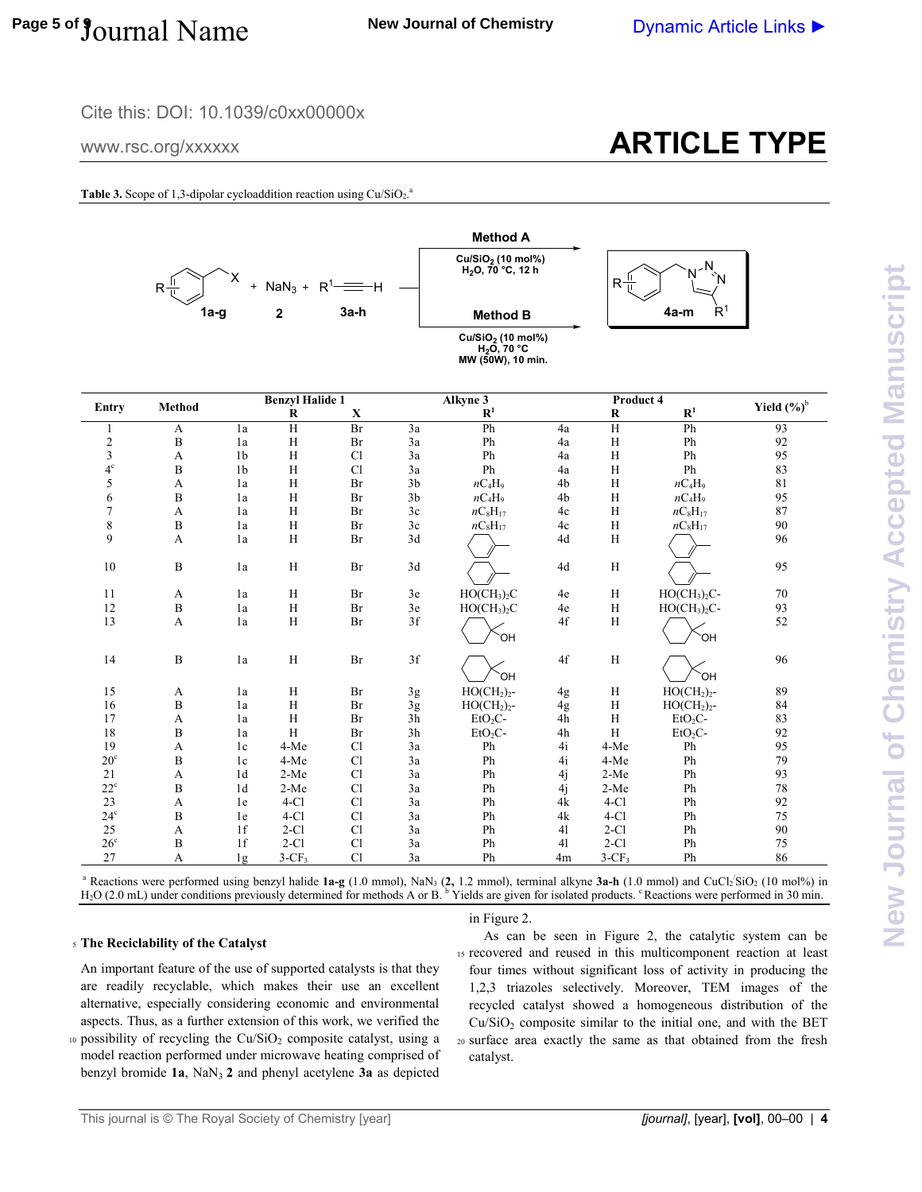**Table 3.** Scope of 1,3-dipolar cycloaddition reaction using Cu/SiO$_2$.[a]

Method A: Cu/SiO$_2$ (10 mol%), $H_2O$, 70 °C, 12 h

Method B: Cu/SiO$_2$ (10 mol%), $H_2O$, 70 °C, MW (50W), 10 min.

Benzyl halide **1a-g** + $NaN_3$ **2** + $R^1$–C≡C–H **3a-h** → **4a-m**

| Entry | Method | Benzyl Halide 1 | | | Alkyne 3 | | Product 4 | | | Yield (%)[b] |
|---|---|---|---|---|---|---|---|---|---|---|
| | | | R | X | | $R^1$ | | R | $R^1$ | |
| 1 | A | 1a | H | Br | 3a | Ph | 4a | H | Ph | 93 |
| 2 | B | 1a | H | Br | 3a | Ph | 4a | H | Ph | 92 |
| 3 | A | 1b | H | Cl | 3a | Ph | 4a | H | Ph | 95 |
| 4[c] | B | 1b | H | Cl | 3a | Ph | 4a | H | Ph | 83 |
| 5 | A | 1a | H | Br | 3b | $nC_4H_9$ | 4b | H | $nC_4H_9$ | 81 |
| 6 | B | 1a | H | Br | 3b | $nC_4H_9$ | 4b | H | $nC_4H_9$ | 95 |
| 7 | A | 1a | H | Br | 3c | $nC_8H_{17}$ | 4c | H | $nC_8H_{17}$ | 87 |
| 8 | B | 1a | H | Br | 3c | $nC_8H_{17}$ | 4c | H | $nC_8H_{17}$ | 90 |
| 9 | A | 1a | H | Br | 3d | cyclohexenyl | 4d | H | cyclohexenyl | 96 |
| 10 | B | 1a | H | Br | 3d | cyclohexenyl | 4d | H | cyclohexenyl | 95 |
| 11 | A | 1a | H | Br | 3e | $HO(CH_3)_2C$ | 4e | H | $HO(CH_3)_2C$- | 70 |
| 12 | B | 1a | H | Br | 3e | $HO(CH_3)_2C$ | 4e | H | $HO(CH_3)_2C$- | 93 |
| 13 | A | 1a | H | Br | 3f | 1-hydroxycyclohexyl | 4f | H | 1-hydroxycyclohexyl | 52 |
| 14 | B | 1a | H | Br | 3f | 1-hydroxycyclohexyl | 4f | H | 1-hydroxycyclohexyl | 96 |
| 15 | A | 1a | H | Br | 3g | $HO(CH_2)_2$- | 4g | H | $HO(CH_2)_2$- | 89 |
| 16 | B | 1a | H | Br | 3g | $HO(CH_2)_2$- | 4g | H | $HO(CH_2)_2$- | 84 |
| 17 | A | 1a | H | Br | 3h | $EtO_2C$- | 4h | H | $EtO_2C$- | 83 |
| 18 | B | 1a | H | Br | 3h | $EtO_2C$- | 4h | H | $EtO_2C$- | 92 |
| 19 | A | 1c | 4-Me | Cl | 3a | Ph | 4i | 4-Me | Ph | 95 |
| 20[c] | B | 1c | 4-Me | Cl | 3a | Ph | 4i | 4-Me | Ph | 79 |
| 21 | A | 1d | 2-Me | Cl | 3a | Ph | 4j | 2-Me | Ph | 93 |
| 22[c] | B | 1d | 2-Me | Cl | 3a | Ph | 4j | 2-Me | Ph | 78 |
| 23 | A | 1e | 4-Cl | Cl | 3a | Ph | 4k | 4-Cl | Ph | 92 |
| 24[c] | B | 1e | 4-Cl | Cl | 3a | Ph | 4k | 4-Cl | Ph | 75 |
| 25 | A | 1f | 2-Cl | Cl | 3a | Ph | 4l | 2-Cl | Ph | 90 |
| 26[c] | B | 1f | 2-Cl | Cl | 3a | Ph | 4l | 2-Cl | Ph | 75 |
| 27 | A | 1g | 3-$CF_3$ | Cl | 3a | Ph | 4m | 3-$CF_3$ | Ph | 86 |

[a] Reactions were performed using benzyl halide **1a-g** (1.0 mmol), $NaN_3$ (**2**, 1.2 mmol), terminal alkyne **3a-h** (1.0 mmol) and $CuCl_2/SiO_2$ (10 mol%) in $H_2O$ (2.0 mL) under conditions previously determined for methods A or B. [b] Yields are given for isolated products. [c] Reactions were performed in 30 min.

### The Reciclability of the Catalyst

An important feature of the use of supported catalysts is that they are readily recyclable, which makes their use an excellent alternative, especially considering economic and environmental aspects. Thus, as a further extension of this work, we verified the possibility of recycling the Cu/SiO$_2$ composite catalyst, using a model reaction performed under microwave heating comprised of benzyl bromide **1a**, $NaN_3$ **2** and phenyl acetylene **3a** as depicted in Figure 2.

As can be seen in Figure 2, the catalytic system can be recovered and reused in this multicomponent reaction at least four times without significant loss of activity in producing the 1,2,3 triazoles selectively. Moreover, TEM images of the recycled catalyst showed a homogeneous distribution of the Cu/SiO$_2$ composite similar to the initial one, and with the BET surface area exactly the same as that obtained from the fresh catalyst.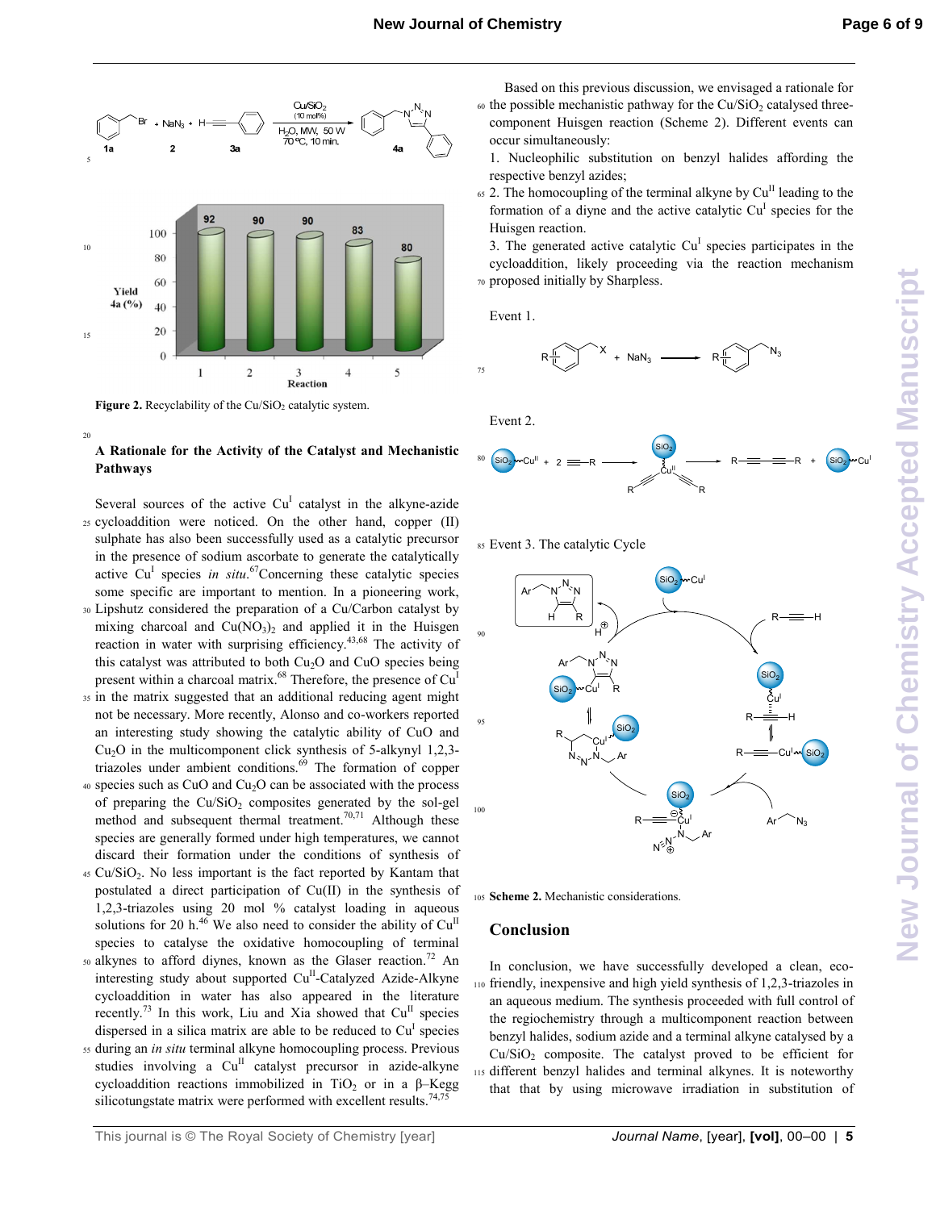Figure 2. Recyclability of the Cu/SiO₂ catalytic system.

### A Rationale for the Activity of the Catalyst and Mechanistic Pathways

Several sources of the active $Cu^I$ catalyst in the alkyne-azide cycloaddition were noticed. On the other hand, copper (II) sulphate has also been successfully used as a catalytic precursor in the presence of sodium ascorbate to generate the catalytically active $Cu^I$ species *in situ*.[67] Concerning these catalytic species some specific are important to mention. In a pioneering work, Lipshutz considered the preparation of a Cu/Carbon catalyst by mixing charcoal and $Cu(NO_3)_2$ and applied it in the Huisgen reaction in water with surprising efficiency.[43,68] The activity of this catalyst was attributed to both $Cu_2O$ and CuO species being present within a charcoal matrix.[68] Therefore, the presence of $Cu^I$ in the matrix suggested that an additional reducing agent might not be necessary. More recently, Alonso and co-workers reported an interesting study showing the catalytic ability of CuO and $Cu_2O$ in the multicomponent click synthesis of 5-alkynyl 1,2,3-triazoles under ambient conditions.[69] The formation of copper species such as CuO and $Cu_2O$ can be associated with the process of preparing the $Cu/SiO_2$ composites generated by the sol-gel method and subsequent thermal treatment.[70,71] Although these species are generally formed under high temperatures, we cannot discard their formation under the conditions of synthesis of $Cu/SiO_2$. No less important is the fact reported by Kantam that postulated a direct participation of Cu(II) in the synthesis of 1,2,3-triazoles using 20 mol % catalyst loading in aqueous solutions for 20 h.[46] We also need to consider the ability of $Cu^{II}$ species to catalyse the oxidative homocoupling of terminal alkynes to afford diynes, known as the Glaser reaction.[72] An interesting study about supported $Cu^{II}$-Catalyzed Azide-Alkyne cycloaddition in water has also appeared in the literature recently.[73] In this work, Liu and Xia showed that $Cu^{II}$ species dispersed in a silica matrix are able to be reduced to $Cu^I$ species during an *in situ* terminal alkyne homocoupling process. Previous studies involving a $Cu^{II}$ catalyst precursor in azide-alkyne cycloaddition reactions immobilized in $TiO_2$ or in a β–Kegg silicotungstate matrix were performed with excellent results.[74,75]

Based on this previous discussion, we envisaged a rationale for the possible mechanistic pathway for the $Cu/SiO_2$ catalysed three-component Huisgen reaction (Scheme 2). Different events can occur simultaneously:

1. Nucleophilic substitution on benzyl halides affording the respective benzyl azides;
2. The homocoupling of the terminal alkyne by $Cu^{II}$ leading to the formation of a diyne and the active catalytic $Cu^I$ species for the Huisgen reaction.
3. The generated active catalytic $Cu^I$ species participates in the cycloaddition, likely proceeding via the reaction mechanism proposed initially by Sharpless.

Event 1.

Event 2.

Event 3. The catalytic Cycle

Scheme 2. Mechanistic considerations.

## Conclusion

In conclusion, we have successfully developed a clean, eco-friendly, inexpensive and high yield synthesis of 1,2,3-triazoles in an aqueous medium. The synthesis proceeded with full control of the regiochemistry through a multicomponent reaction between benzyl halides, sodium azide and a terminal alkyne catalysed by a $Cu/SiO_2$ composite. The catalyst proved to be efficient for different benzyl halides and terminal alkynes. It is noteworthy that that by using microwave irradiation in substitution of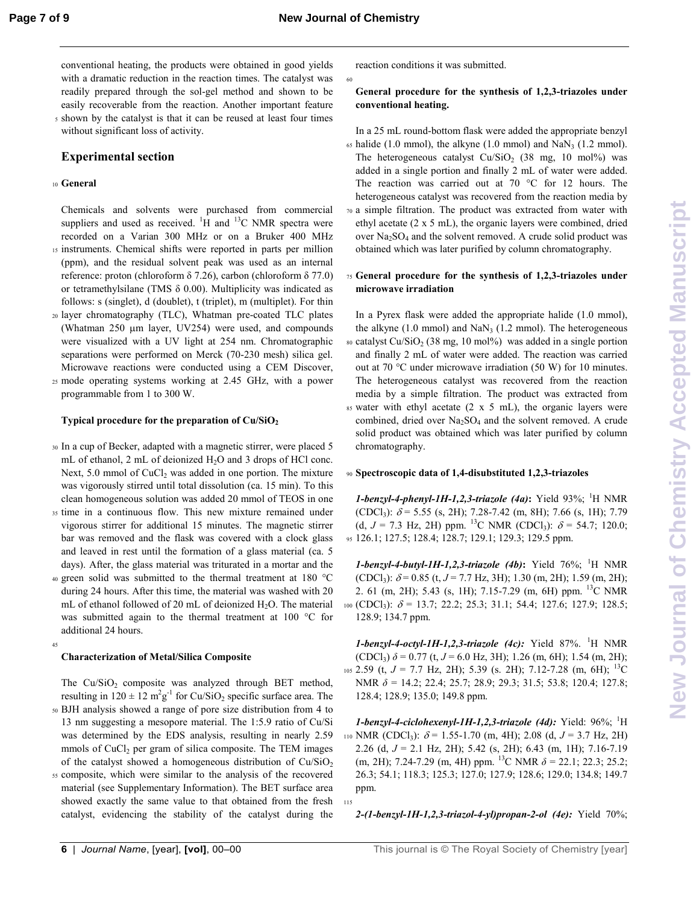conventional heating, the products were obtained in good yields with a dramatic reduction in the reaction times. The catalyst was readily prepared through the sol-gel method and shown to be easily recoverable from the reaction. Another important feature shown by the catalyst is that it can be reused at least four times without significant loss of activity.

## Experimental section

### General

Chemicals and solvents were purchased from commercial suppliers and used as received. $^1$H and $^{13}$C NMR spectra were recorded on a Varian 300 MHz or on a Bruker 400 MHz instruments. Chemical shifts were reported in parts per million (ppm), and the residual solvent peak was used as an internal reference: proton (chloroform δ 7.26), carbon (chloroform δ 77.0) or tetramethylsilane (TMS δ 0.00). Multiplicity was indicated as follows: s (singlet), d (doublet), t (triplet), m (multiplet). For thin layer chromatography (TLC), Whatman pre-coated TLC plates (Whatman 250 μm layer, UV254) were used, and compounds were visualized with a UV light at 254 nm. Chromatographic separations were performed on Merck (70-230 mesh) silica gel. Microwave reactions were conducted using a CEM Discover, mode operating systems working at 2.45 GHz, with a power programmable from 1 to 300 W.

### Typical procedure for the preparation of $Cu/SiO_2$

In a cup of Becker, adapted with a magnetic stirrer, were placed 5 mL of ethanol, 2 mL of deionized $H_2O$ and 3 drops of HCl conc. Next, 5.0 mmol of $CuCl_2$ was added in one portion. The mixture was vigorously stirred until total dissolution (ca. 15 min). To this clean homogeneous solution was added 20 mmol of TEOS in one time in a continuous flow. This new mixture remained under vigorous stirrer for additional 15 minutes. The magnetic stirrer bar was removed and the flask was covered with a clock glass and leaved in rest until the formation of a glass material (ca. 5 days). After, the glass material was triturated in a mortar and the green solid was submitted to the thermal treatment at 180 °C during 24 hours. After this time, the material was washed with 20 mL of ethanol followed of 20 mL of deionized $H_2O$. The material was submitted again to the thermal treatment at 100 °C for additional 24 hours.

### Characterization of Metal/Silica Composite

The $Cu/SiO_2$ composite was analyzed through BET method, resulting in $120 \pm 12$ m$^2$g$^{-1}$ for $Cu/SiO_2$ specific surface area. The BJH analysis showed a range of pore size distribution from 4 to 13 nm suggesting a mesopore material. The 1:5.9 ratio of Cu/Si was determined by the EDS analysis, resulting in nearly 2.59 mmols of $CuCl_2$ per gram of silica composite. The TEM images of the catalyst showed a homogeneous distribution of $Cu/SiO_2$ composite, which were similar to the analysis of the recovered material (see Supplementary Information). The BET surface area showed exactly the same value to that obtained from the fresh catalyst, evidencing the stability of the catalyst during the reaction conditions it was submitted.

### General procedure for the synthesis of 1,2,3-triazoles under conventional heating.

In a 25 mL round-bottom flask were added the appropriate benzyl halide (1.0 mmol), the alkyne (1.0 mmol) and $NaN_3$ (1.2 mmol). The heterogeneous catalyst $Cu/SiO_2$ (38 mg, 10 mol%) was added in a single portion and finally 2 mL of water were added. The reaction was carried out at 70 °C for 12 hours. The heterogeneous catalyst was recovered from the reaction media by a simple filtration. The product was extracted from water with ethyl acetate (2 x 5 mL), the organic layers were combined, dried over $Na_2SO_4$ and the solvent removed. A crude solid product was obtained which was later purified by column chromatography.

### General procedure for the synthesis of 1,2,3-triazoles under microwave irradiation

In a Pyrex flask were added the appropriate halide (1.0 mmol), the alkyne (1.0 mmol) and $NaN_3$ (1.2 mmol). The heterogeneous catalyst $Cu/SiO_2$ (38 mg, 10 mol%) was added in a single portion and finally 2 mL of water were added. The reaction was carried out at 70 °C under microwave irradiation (50 W) for 10 minutes. The heterogeneous catalyst was recovered from the reaction media by a simple filtration. The product was extracted from water with ethyl acetate (2 x 5 mL), the organic layers were combined, dried over $Na_2SO_4$ and the solvent removed. A crude solid product was obtained which was later purified by column chromatography.

### Spectroscopic data of 1,4-disubstituted 1,2,3-triazoles

***1-benzyl-4-phenyl-1H-1,2,3-triazole (4a)*:** Yield 93%; $^1$H NMR ($CDCl_3$): δ = 5.55 (s, 2H); 7.28-7.42 (m, 8H); 7.66 (s, 1H); 7.79 (d, *J* = 7.3 Hz, 2H) ppm. $^{13}$C NMR ($CDCl_3$): δ = 54.7; 120.0; 126.1; 127.5; 128.4; 128.7; 129.1; 129.3; 129.5 ppm.

***1-benzyl-4-butyl-1H-1,2,3-triazole (4b)*:** Yield 76%; $^1$H NMR ($CDCl_3$): δ = 0.85 (t, *J* = 7.7 Hz, 3H); 1.30 (m, 2H); 1.59 (m, 2H); 2. 61 (m, 2H); 5.43 (s, 1H); 7.15-7.29 (m, 6H) ppm. $^{13}$C NMR ($CDCl_3$): δ = 13.7; 22.2; 25.3; 31.1; 54.4; 127.6; 127.9; 128.5; 128.9; 134.7 ppm.

***1-benzyl-4-octyl-1H-1,2,3-triazole (4c):*** Yield 87%. $^1$H NMR ($CDCl_3$) δ = 0.77 (t, *J* = 6.0 Hz, 3H); 1.26 (m, 6H); 1.54 (m, 2H); 2.59 (t, *J* = 7.7 Hz, 2H); 5.39 (s. 2H); 7.12-7.28 (m, 6H); $^{13}$C NMR δ = 14.2; 22.4; 25.7; 28.9; 29.3; 31.5; 53.8; 120.4; 127.8; 128.4; 128.9; 135.0; 149.8 ppm.

***1-benzyl-4-ciclohexenyl-1H-1,2,3-triazole (4d):*** Yield: 96%; $^1$H NMR ($CDCl_3$): δ = 1.55-1.70 (m, 4H); 2.08 (d, *J* = 3.7 Hz, 2H) 2.26 (d, *J* = 2.1 Hz, 2H); 5.42 (s, 2H); 6.43 (m, 1H); 7.16-7.19 (m, 2H); 7.24-7.29 (m, 4H) ppm. $^{13}$C NMR δ = 22.1; 22.3; 25.2; 26.3; 54.1; 118.3; 125.3; 127.0; 127.9; 128.6; 129.0; 134.8; 149.7 ppm.

***2-(1-benzyl-1H-1,2,3-triazol-4-yl)propan-2-ol (4e):*** Yield 70%;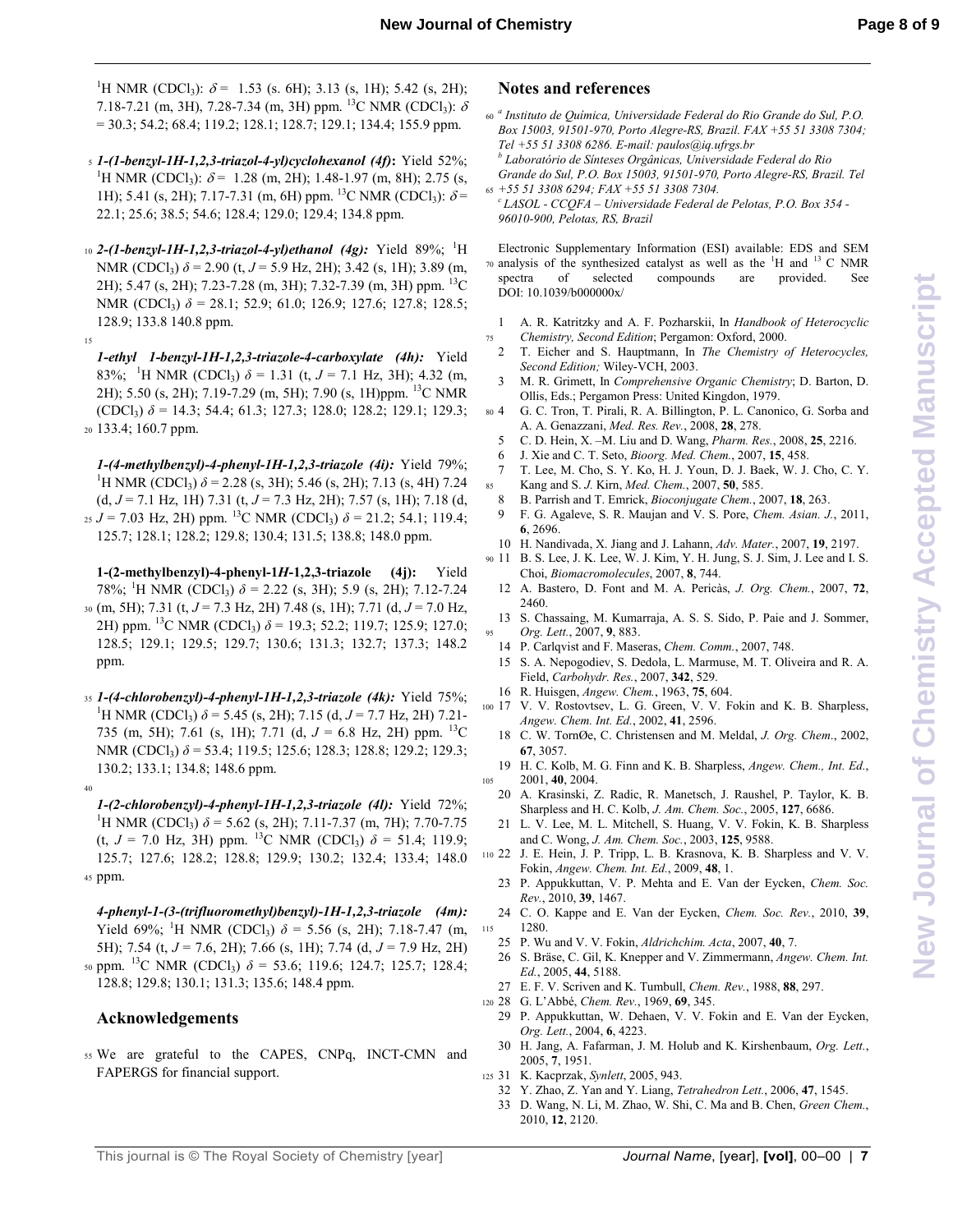$^1$H NMR (CDCl$_3$): $\delta$ = 1.53 (s. 6H); 3.13 (s, 1H); 5.42 (s, 2H); 7.18-7.21 (m, 3H), 7.28-7.34 (m, 3H) ppm. $^{13}$C NMR (CDCl$_3$): $\delta$ = 30.3; 54.2; 68.4; 119.2; 128.1; 128.7; 129.1; 134.4; 155.9 ppm.

***1-(1-benzyl-1H-1,2,3-triazol-4-yl)cyclohexanol (4f)*:** Yield 52%; $^1$H NMR (CDCl$_3$): $\delta$ = 1.28 (m, 2H); 1.48-1.97 (m, 8H); 2.75 (s, 1H); 5.41 (s, 2H); 7.17-7.31 (m, 6H) ppm. $^{13}$C NMR (CDCl$_3$): $\delta$ = 22.1; 25.6; 38.5; 54.6; 128.4; 129.0; 129.4; 134.8 ppm.

***2-(1-benzyl-1H-1,2,3-triazol-4-yl)ethanol (4g):*** Yield 89%; $^1$H NMR (CDCl$_3$) $\delta$ = 2.90 (t, $J$ = 5.9 Hz, 2H); 3.42 (s, 1H); 3.89 (m, 2H); 5.47 (s, 2H); 7.23-7.28 (m, 3H); 7.32-7.39 (m, 3H) ppm. $^{13}$C NMR (CDCl$_3$) $\delta$ = 28.1; 52.9; 61.0; 126.9; 127.6; 127.8; 128.5; 128.9; 133.8 140.8 ppm.

***1-ethyl 1-benzyl-1H-1,2,3-triazole-4-carboxylate (4h):*** Yield 83%; $^1$H NMR (CDCl$_3$) $\delta$ = 1.31 (t, $J$ = 7.1 Hz, 3H); 4.32 (m, 2H); 5.50 (s, 2H); 7.19-7.29 (m, 5H); 7.90 (s, 1H)ppm. $^{13}$C NMR (CDCl$_3$) $\delta$ = 14.3; 54.4; 61.3; 127.3; 128.0; 128.2; 129.1; 129.3; 133.4; 160.7 ppm.

***1-(4-methylbenzyl)-4-phenyl-1H-1,2,3-triazole (4i):*** Yield 79%; $^1$H NMR (CDCl$_3$) $\delta$ = 2.28 (s, 3H); 5.46 (s, 2H); 7.13 (s, 4H) 7.24 (d, $J$ = 7.1 Hz, 1H) 7.31 (t, $J$ = 7.3 Hz, 2H); 7.57 (s, 1H); 7.18 (d, $J$ = 7.03 Hz, 2H) ppm. $^{13}$C NMR (CDCl$_3$) $\delta$ = 21.2; 54.1; 119.4; 125.7; 128.1; 128.2; 129.8; 130.4; 131.5; 138.8; 148.0 ppm.

**1-(2-methylbenzyl)-4-phenyl-1*H*-1,2,3-triazole (4j):** Yield 78%; $^1$H NMR (CDCl$_3$) $\delta$ = 2.22 (s, 3H); 5.9 (s, 2H); 7.12-7.24 (m, 5H); 7.31 (t, $J$ = 7.3 Hz, 2H) 7.48 (s, 1H); 7.71 (d, $J$ = 7.0 Hz, 2H) ppm. $^{13}$C NMR (CDCl$_3$) $\delta$ = 19.3; 52.2; 119.7; 125.9; 127.0; 128.5; 129.1; 129.5; 129.7; 130.6; 131.3; 132.7; 137.3; 148.2 ppm.

***1-(4-chlorobenzyl)-4-phenyl-1H-1,2,3-triazole (4k):*** Yield 75%; $^1$H NMR (CDCl$_3$) $\delta$ = 5.45 (s, 2H); 7.15 (d, $J$ = 7.7 Hz, 2H) 7.21-735 (m, 5H); 7.61 (s, 1H); 7.71 (d, $J$ = 6.8 Hz, 2H) ppm. $^{13}$C NMR (CDCl$_3$) $\delta$ = 53.4; 119.5; 125.6; 128.3; 128.8; 129.2; 129.3; 130.2; 133.1; 134.8; 148.6 ppm.

***1-(2-chlorobenzyl)-4-phenyl-1H-1,2,3-triazole (4l):*** Yield 72%; $^1$H NMR (CDCl$_3$) $\delta$ = 5.62 (s, 2H); 7.11-7.37 (m, 7H); 7.70-7.75 (t, $J$ = 7.0 Hz, 3H) ppm. $^{13}$C NMR (CDCl$_3$) $\delta$ = 51.4; 119.9; 125.7; 127.6; 128.2; 128.8; 129.9; 130.2; 132.4; 133.4; 148.0 ppm.

***4-phenyl-1-(3-(trifluoromethyl)benzyl)-1H-1,2,3-triazole (4m):*** Yield 69%; $^1$H NMR (CDCl$_3$) $\delta$ = 5.56 (s, 2H); 7.18-7.47 (m, 5H); 7.54 (t, $J$ = 7.6, 2H); 7.66 (s, 1H); 7.74 (d, $J$ = 7.9 Hz, 2H) ppm. $^{13}$C NMR (CDCl$_3$) $\delta$ = 53.6; 119.6; 124.7; 125.7; 128.4; 128.8; 129.8; 130.1; 131.3; 135.6; 148.4 ppm.

## Acknowledgements

We are grateful to the CAPES, CNPq, INCT-CMN and FAPERGS for financial support.

## Notes and references

[a] *Instituto de Química, Universidade Federal do Rio Grande do Sul, P.O. Box 15003, 91501-970, Porto Alegre-RS, Brazil. FAX +55 51 3308 7304; Tel +55 51 3308 6286. E-mail: paulos@iq.ufrgs.br*
[b] *Laboratório de Sínteses Orgânicas, Universidade Federal do Rio Grande do Sul, P.O. Box 15003, 91501-970, Porto Alegre-RS, Brazil. Tel +55 51 3308 6294; FAX +55 51 3308 7304.*
[c] *LASOL - CCQFA – Universidade Federal de Pelotas, P.O. Box 354 - 96010-900, Pelotas, RS, Brazil*

Electronic Supplementary Information (ESI) available: EDS and SEM analysis of the synthesized catalyst as well as the $^1$H and $^{13}$C NMR spectra of selected compounds are provided. See DOI: 10.1039/b000000x/

1. A. R. Katritzky and A. F. Pozharskii, In *Handbook of Heterocyclic Chemistry, Second Edition*; Pergamon: Oxford, 2000.
2. T. Eicher and S. Hauptmann, In *The Chemistry of Heterocycles, Second Edition;* Wiley-VCH, 2003.
3. M. R. Grimett, In *Comprehensive Organic Chemistry*; D. Barton, D. Ollis, Eds.; Pergamon Press: United Kingdon, 1979.
4. G. C. Tron, T. Pirali, R. A. Billington, P. L. Canonico, G. Sorba and A. A. Genazzani, *Med. Res. Rev.*, 2008, **28**, 278.
5. C. D. Hein, X. –M. Liu and D. Wang, *Pharm. Res.*, 2008, **25**, 2216.
6. J. Xie and C. T. Seto, *Bioorg. Med. Chem.*, 2007, **15**, 458.
7. T. Lee, M. Cho, S. Y. Ko, H. J. Youn, D. J. Baek, W. J. Cho, C. Y. Kang and S. *J.* Kirn, *Med. Chem.*, 2007, **50**, 585.
8. B. Parrish and T. Emrick, *Bioconjugate Chem.*, 2007, **18**, 263.
9. F. G. Agaleve, S. R. Maujan and V. S. Pore, *Chem. Asian. J.*, 2011, **6**, 2696.
10. H. Nandivada, X. Jiang and J. Lahann, *Adv. Mater.*, 2007, **19**, 2197.
11. B. S. Lee, J. K. Lee, W. J. Kim, Y. H. Jung, S. J. Sim, J. Lee and I. S. Choi, *Biomacromolecules*, 2007, **8**, 744.
12. A. Bastero, D. Font and M. A. Pericàs, *J. Org. Chem.*, 2007, **72**, 2460.
13. S. Chassaing, M. Kumarraja, A. S. S. Sido, P. Paie and J. Sommer, *Org. Lett.*, 2007, **9**, 883.
14. P. Carlqvist and F. Maseras, *Chem. Comm.*, 2007, 748.
15. S. A. Nepogodiev, S. Dedola, L. Marmuse, M. T. Oliveira and R. A. Field, *Carbohydr. Res.*, 2007, **342**, 529.
16. R. Huisgen, *Angew. Chem.*, 1963, **75**, 604.
17. V. V. Rostovtsev, L. G. Green, V. V. Fokin and K. B. Sharpless, *Angew. Chem. Int. Ed.*, 2002, **41**, 2596.
18. C. W. TornØe, C. Christensen and M. Meldal, *J. Org. Chem*., 2002, **67**, 3057.
19. H. C. Kolb, M. G. Finn and K. B. Sharpless, *Angew. Chem., Int. Ed.*, 2001, **40**, 2004.
20. A. Krasinski, Z. Radic, R. Manetsch, J. Raushel, P. Taylor, K. B. Sharpless and H. C. Kolb, *J. Am. Chem. Soc.*, 2005, **127**, 6686.
21. L. V. Lee, M. L. Mitchell, S. Huang, V. V. Fokin, K. B. Sharpless and C. Wong, *J. Am. Chem. Soc.*, 2003, **125**, 9588.
22. J. E. Hein, J. P. Tripp, L. B. Krasnova, K. B. Sharpless and V. V. Fokin, *Angew. Chem. Int. Ed.*, 2009, **48**, 1.
23. P. Appukkuttan, V. P. Mehta and E. Van der Eycken, *Chem. Soc. Rev.*, 2010, **39**, 1467.
24. C. O. Kappe and E. Van der Eycken, *Chem. Soc. Rev.*, 2010, **39**, 1280.
25. P. Wu and V. V. Fokin, *Aldrichchim. Acta*, 2007, **40**, 7.
26. S. Bräse, C. Gil, K. Knepper and V. Zimmermann, *Angew. Chem. Int. Ed.*, 2005, **44**, 5188.
27. E. F. V. Scriven and K. Tumbull, *Chem. Rev.*, 1988, **88**, 297.
28. G. L'Abbé, *Chem. Rev.*, 1969, **69**, 345.
29. P. Appukkuttan, W. Dehaen, V. V. Fokin and E. Van der Eycken, *Org. Lett.*, 2004, **6**, 4223.
30. H. Jang, A. Fafarman, J. M. Holub and K. Kirshenbaum, *Org. Lett.*, 2005, **7**, 1951.
31. K. Kacprzak, *Synlett*, 2005, 943.
32. Y. Zhao, Z. Yan and Y. Liang, *Tetrahedron Lett.*, 2006, **47**, 1545.
33. D. Wang, N. Li, M. Zhao, W. Shi, C. Ma and B. Chen, *Green Chem.*, 2010, **12**, 2120.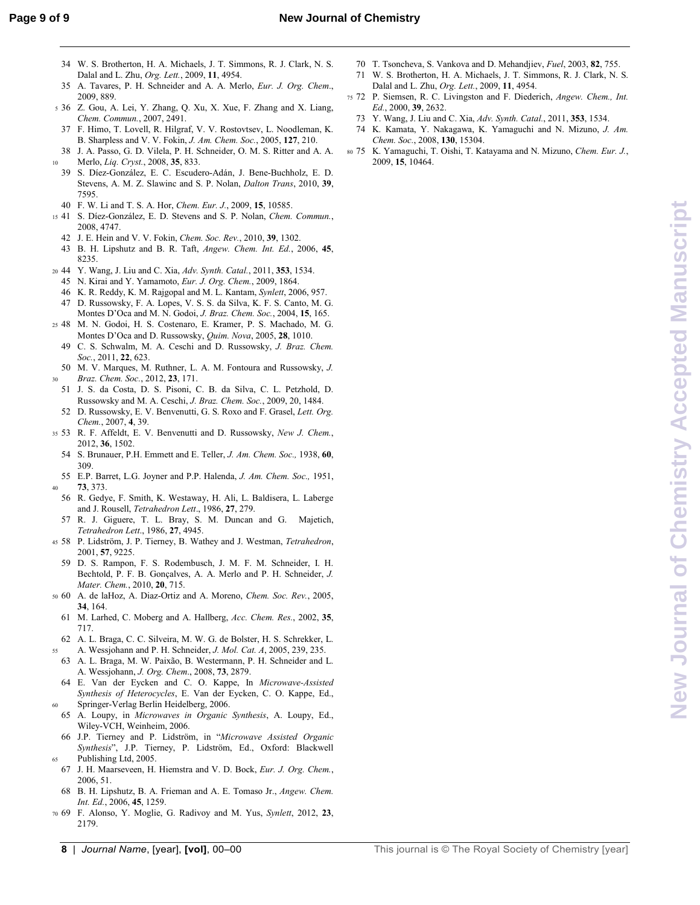34 W. S. Brotherton, H. A. Michaels, J. T. Simmons, R. J. Clark, N. S. Dalal and L. Zhu, *Org. Lett.*, 2009, **11**, 4954.

35 A. Tavares, P. H. Schneider and A. A. Merlo, *Eur. J. Org. Chem*., 2009, 889.

36 Z. Gou, A. Lei, Y. Zhang, Q. Xu, X. Xue, F. Zhang and X. Liang, *Chem. Commun.*, 2007, 2491.

37 F. Himo, T. Lovell, R. Hilgraf, V. V. Rostovtsev, L. Noodleman, K. B. Sharpless and V. V. Fokin, *J. Am. Chem. Soc.*, 2005, **127**, 210.

38 J. A. Passo, G. D. Vilela, P. H. Schneider, O. M. S. Ritter and A. A. Merlo, *Liq. Cryst.*, 2008, **35**, 833.

39 S. Díez-González, E. C. Escudero-Adán, J. Bene-Buchholz, E. D. Stevens, A. M. Z. Slawinc and S. P. Nolan, *Dalton Trans*, 2010, **39**, 7595.

40 F. W. Li and T. S. A. Hor, *Chem. Eur. J*., 2009, **15**, 10585.

41 S. Díez-González, E. D. Stevens and S. P. Nolan, *Chem. Commun.*, 2008, 4747.

42 J. E. Hein and V. V. Fokin, *Chem. Soc. Rev.*, 2010, **39**, 1302.

43 B. H. Lipshutz and B. R. Taft, *Angew. Chem. Int. Ed.*, 2006, **45**, 8235.

44 Y. Wang, J. Liu and C. Xia, *Adv. Synth. Catal.*, 2011, **353**, 1534.

45 N. Kirai and Y. Yamamoto, *Eur. J. Org. Chem.*, 2009, 1864.

46 K. R. Reddy, K. M. Rajgopal and M. L. Kantam, *Synlett*, 2006, 957.

47 D. Russowsky, F. A. Lopes, V. S. S. da Silva, K. F. S. Canto, M. G. Montes D'Oca and M. N. Godoi, *J. Braz. Chem. Soc.*, 2004, **15**, 165.

48 M. N. Godoi, H. S. Costenaro, E. Kramer, P. S. Machado, M. G. Montes D'Oca and D. Russowsky, *Quim. Nova*, 2005, **28**, 1010.

49 C. S. Schwalm, M. A. Ceschi and D. Russowsky, *J. Braz. Chem. Soc.*, 2011, **22**, 623.

50 M. V. Marques, M. Ruthner, L. A. M. Fontoura and Russowsky, *J. Braz. Chem. Soc.*, 2012, **23**, 171.

51 J. S. da Costa, D. S. Pisoni, C. B. da Silva, C. L. Petzhold, D. Russowsky and M. A. Ceschi, *J. Braz. Chem. Soc.*, 2009, 20, 1484.

52 D. Russowsky, E. V. Benvenutti, G. S. Roxo and F. Grasel, *Lett. Org. Chem.*, 2007, **4**, 39.

53 R. F. Affeldt, E. V. Benvenutti and D. Russowsky, *New J. Chem.*, 2012, **36**, 1502.

54 S. Brunauer, P.H. Emmett and E. Teller, *J. Am. Chem. Soc.,* 1938, **60**, 309.

55 E.P. Barret, L.G. Joyner and P.P. Halenda, *J. Am. Chem. Soc.,* 1951, **73**, 373.

56 R. Gedye, F. Smith, K. Westaway, H. Ali, L. Baldisera, L. Laberge and J. Rousell, *Tetrahedron Lett*., 1986, **27**, 279.

57 R. J. Giguere, T. L. Bray, S. M. Duncan and G. Majetich, *Tetrahedron Lett*., 1986, **27**, 4945.

58 P. Lidström, J. P. Tierney, B. Wathey and J. Westman, *Tetrahedron*, 2001, **57**, 9225.

59 D. S. Rampon, F. S. Rodembusch, J. M. F. M. Schneider, I. H. Bechtold, P. F. B. Gonçalves, A. A. Merlo and P. H. Schneider, *J. Mater. Chem.*, 2010, **20**, 715.

60 A. de laHoz, A. Diaz-Ortiz and A. Moreno, *Chem. Soc. Rev.*, 2005, **34**, 164.

61 M. Larhed, C. Moberg and A. Hallberg, *Acc. Chem. Res*., 2002, **35**, 717.

62 A. L. Braga, C. C. Silveira, M. W. G. de Bolster, H. S. Schrekker, L. A. Wessjohann and P. H. Schneider, *J. Mol. Cat. A*, 2005, 239, 235.

63 A. L. Braga, M. W. Paixão, B. Westermann, P. H. Schneider and L. A. Wessjohann, *J. Org. Chem*., 2008, **73**, 2879.

64 E. Van der Eycken and C. O. Kappe, In *Microwave-Assisted Synthesis of Heterocycles*, E. Van der Eycken, C. O. Kappe, Ed., Springer-Verlag Berlin Heidelberg, 2006.

65 A. Loupy, in *Microwaves in Organic Synthesis*, A. Loupy, Ed., Wiley-VCH, Weinheim, 2006.

66 J.P. Tierney and P. Lidström, in "*Microwave Assisted Organic Synthesis*", J.P. Tierney, P. Lidström, Ed., Oxford: Blackwell Publishing Ltd, 2005.

67 J. H. Maarseveen, H. Hiemstra and V. D. Bock, *Eur. J. Org. Chem.*, 2006, 51.

68 B. H. Lipshutz, B. A. Frieman and A. E. Tomaso Jr., *Angew. Chem. Int. Ed.*, 2006, **45**, 1259.

69 F. Alonso, Y. Moglie, G. Radivoy and M. Yus, *Synlett*, 2012, **23**, 2179.

70 T. Tsoncheva, S. Vankova and D. Mehandjiev, *Fuel*, 2003, **82**, 755.

71 W. S. Brotherton, H. A. Michaels, J. T. Simmons, R. J. Clark, N. S. Dalal and L. Zhu, *Org. Lett.*, 2009, **11**, 4954.

72 P. Siemsen, R. C. Livingston and F. Diederich, *Angew. Chem., Int. Ed.*, 2000, **39**, 2632.

73 Y. Wang, J. Liu and C. Xia, *Adv. Synth. Catal.*, 2011, **353**, 1534.

74 K. Kamata, Y. Nakagawa, K. Yamaguchi and N. Mizuno, *J. Am. Chem. Soc.*, 2008, **130**, 15304.

75 K. Yamaguchi, T. Oishi, T. Katayama and N. Mizuno, *Chem. Eur. J.*, 2009, **15**, 10464.